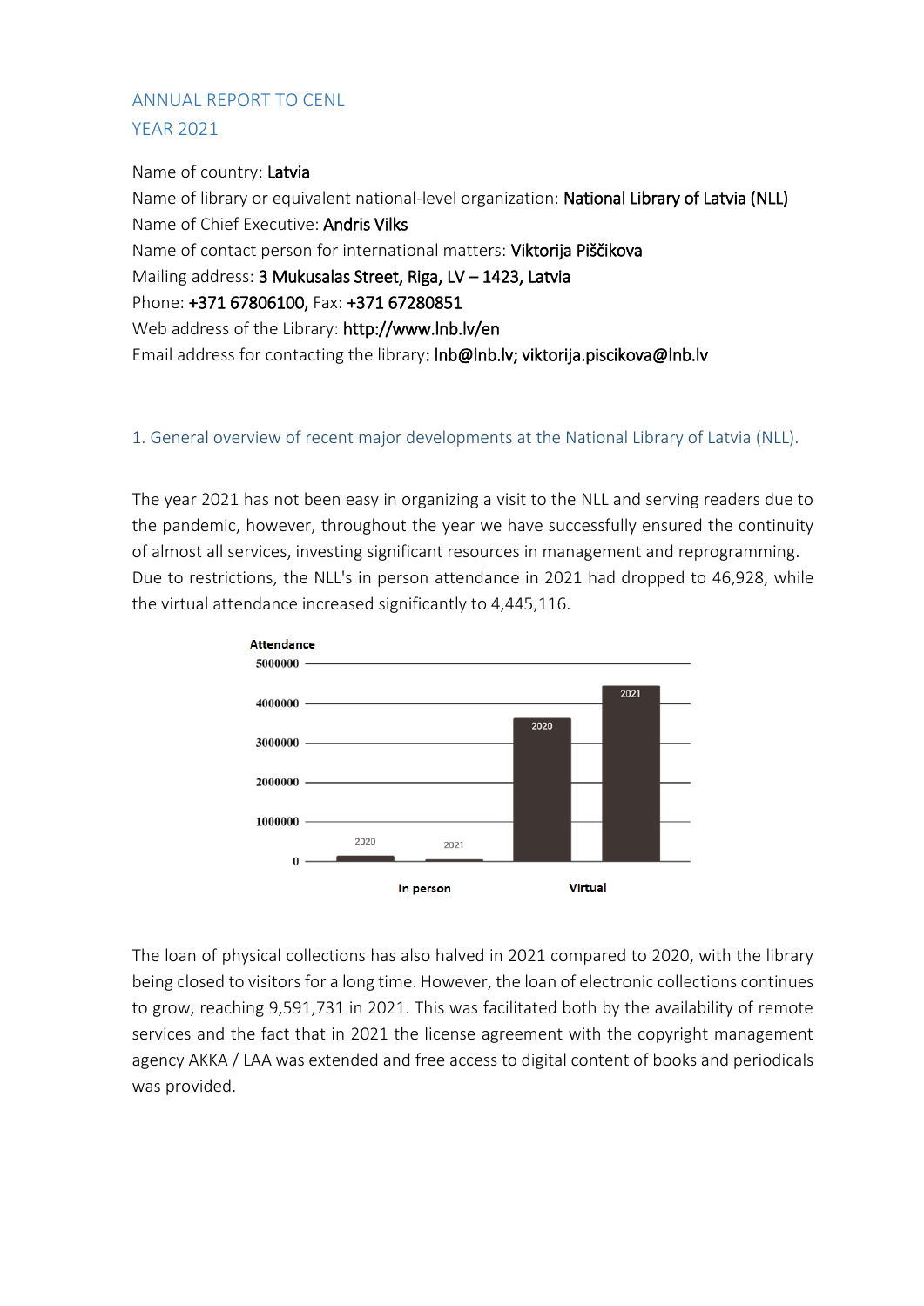# ANNUAL REPORT TO CENL
# YEAR 2021

Name of country: **Latvia**
Name of library or equivalent national-level organization: **National Library of Latvia (NLL)**
Name of Chief Executive: **Andris Vilks**
Name of contact person for international matters: **Viktorija Piščikova**
Mailing address: **3 Mukusalas Street, Riga, LV – 1423, Latvia**
Phone: **+371 67806100**, Fax: **+371 67280851**
Web address of the Library: **http://www.lnb.lv/en**
Email address for contacting the library: **lnb@lnb.lv; viktorija.piscikova@lnb.lv**

## 1. General overview of recent major developments at the National Library of Latvia (NLL).

The year 2021 has not been easy in organizing a visit to the NLL and serving readers due to the pandemic, however, throughout the year we have successfully ensured the continuity of almost all services, investing significant resources in management and reprogramming. Due to restrictions, the NLL's in person attendance in 2021 had dropped to 46,928, while the virtual attendance increased significantly to 4,445,116.

The loan of physical collections has also halved in 2021 compared to 2020, with the library being closed to visitors for a long time. However, the loan of electronic collections continues to grow, reaching 9,591,731 in 2021. This was facilitated both by the availability of remote services and the fact that in 2021 the license agreement with the copyright management agency AKKA / LAA was extended and free access to digital content of books and periodicals was provided.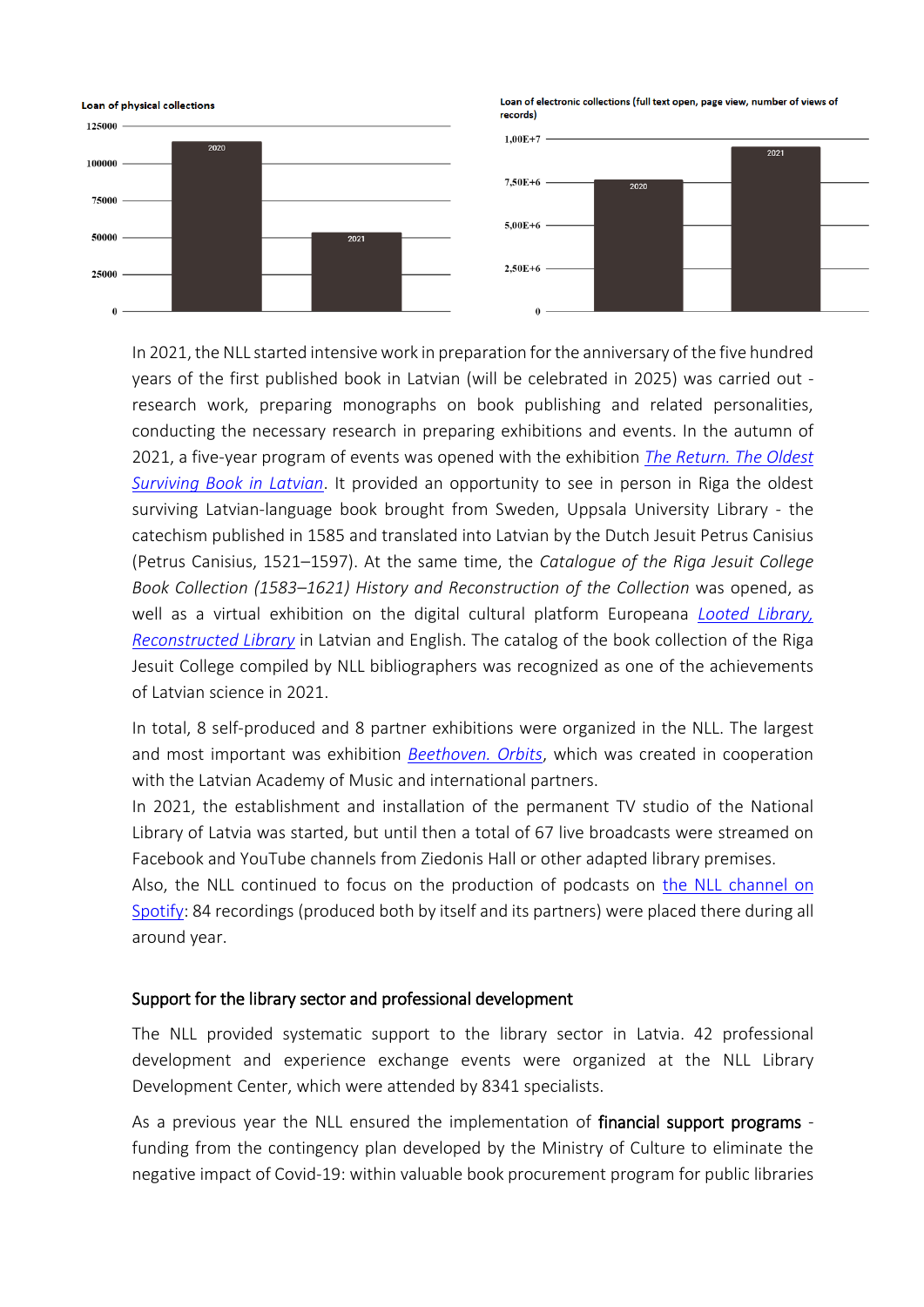**Loan of physical collections**

**Loan of electronic collections (full text open, page view, number of views of records)**

In 2021, the NLL started intensive work in preparation for the anniversary of the five hundred years of the first published book in Latvian (will be celebrated in 2025) was carried out - research work, preparing monographs on book publishing and related personalities, conducting the necessary research in preparing exhibitions and events. In the autumn of 2021, a five-year program of events was opened with the exhibition *The Return. The Oldest Surviving Book in Latvian*. It provided an opportunity to see in person in Riga the oldest surviving Latvian-language book brought from Sweden, Uppsala University Library - the catechism published in 1585 and translated into Latvian by the Dutch Jesuit Petrus Canisius (Petrus Canisius, 1521–1597). At the same time, the *Catalogue of the Riga Jesuit College Book Collection (1583–1621) History and Reconstruction of the Collection* was opened, as well as a virtual exhibition on the digital cultural platform Europeana *Looted Library, Reconstructed Library* in Latvian and English. The catalog of the book collection of the Riga Jesuit College compiled by NLL bibliographers was recognized as one of the achievements of Latvian science in 2021.

In total, 8 self-produced and 8 partner exhibitions were organized in the NLL. The largest and most important was exhibition *Beethoven. Orbits*, which was created in cooperation with the Latvian Academy of Music and international partners.

In 2021, the establishment and installation of the permanent TV studio of the National Library of Latvia was started, but until then a total of 67 live broadcasts were streamed on Facebook and YouTube channels from Ziedonis Hall or other adapted library premises.

Also, the NLL continued to focus on the production of podcasts on the NLL channel on Spotify: 84 recordings (produced both by itself and its partners) were placed there during all around year.

### Support for the library sector and professional development

The NLL provided systematic support to the library sector in Latvia. 42 professional development and experience exchange events were organized at the NLL Library Development Center, which were attended by 8341 specialists.

As a previous year the NLL ensured the implementation of financial support programs - funding from the contingency plan developed by the Ministry of Culture to eliminate the negative impact of Covid-19: within valuable book procurement program for public libraries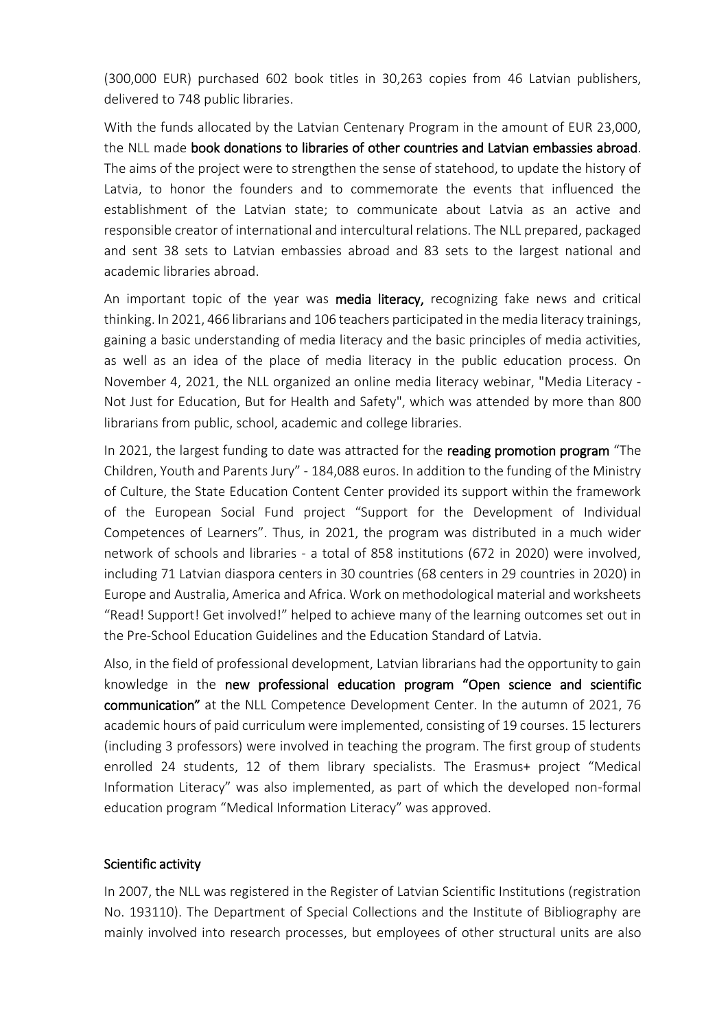(300,000 EUR) purchased 602 book titles in 30,263 copies from 46 Latvian publishers, delivered to 748 public libraries.

With the funds allocated by the Latvian Centenary Program in the amount of EUR 23,000, the NLL made **book donations to libraries of other countries and Latvian embassies abroad**. The aims of the project were to strengthen the sense of statehood, to update the history of Latvia, to honor the founders and to commemorate the events that influenced the establishment of the Latvian state; to communicate about Latvia as an active and responsible creator of international and intercultural relations. The NLL prepared, packaged and sent 38 sets to Latvian embassies abroad and 83 sets to the largest national and academic libraries abroad.

An important topic of the year was **media literacy,** recognizing fake news and critical thinking. In 2021, 466 librarians and 106 teachers participated in the media literacy trainings, gaining a basic understanding of media literacy and the basic principles of media activities, as well as an idea of the place of media literacy in the public education process. On November 4, 2021, the NLL organized an online media literacy webinar, "Media Literacy - Not Just for Education, But for Health and Safety", which was attended by more than 800 librarians from public, school, academic and college libraries.

In 2021, the largest funding to date was attracted for the **reading promotion program** "The Children, Youth and Parents Jury" - 184,088 euros. In addition to the funding of the Ministry of Culture, the State Education Content Center provided its support within the framework of the European Social Fund project "Support for the Development of Individual Competences of Learners". Thus, in 2021, the program was distributed in a much wider network of schools and libraries - a total of 858 institutions (672 in 2020) were involved, including 71 Latvian diaspora centers in 30 countries (68 centers in 29 countries in 2020) in Europe and Australia, America and Africa. Work on methodological material and worksheets "Read! Support! Get involved!" helped to achieve many of the learning outcomes set out in the Pre-School Education Guidelines and the Education Standard of Latvia.

Also, in the field of professional development, Latvian librarians had the opportunity to gain knowledge in the **new professional education program "Open science and scientific communication"** at the NLL Competence Development Center. In the autumn of 2021, 76 academic hours of paid curriculum were implemented, consisting of 19 courses. 15 lecturers (including 3 professors) were involved in teaching the program. The first group of students enrolled 24 students, 12 of them library specialists. The Erasmus+ project "Medical Information Literacy" was also implemented, as part of which the developed non-formal education program "Medical Information Literacy" was approved.

## Scientific activity

In 2007, the NLL was registered in the Register of Latvian Scientific Institutions (registration No. 193110). The Department of Special Collections and the Institute of Bibliography are mainly involved into research processes, but employees of other structural units are also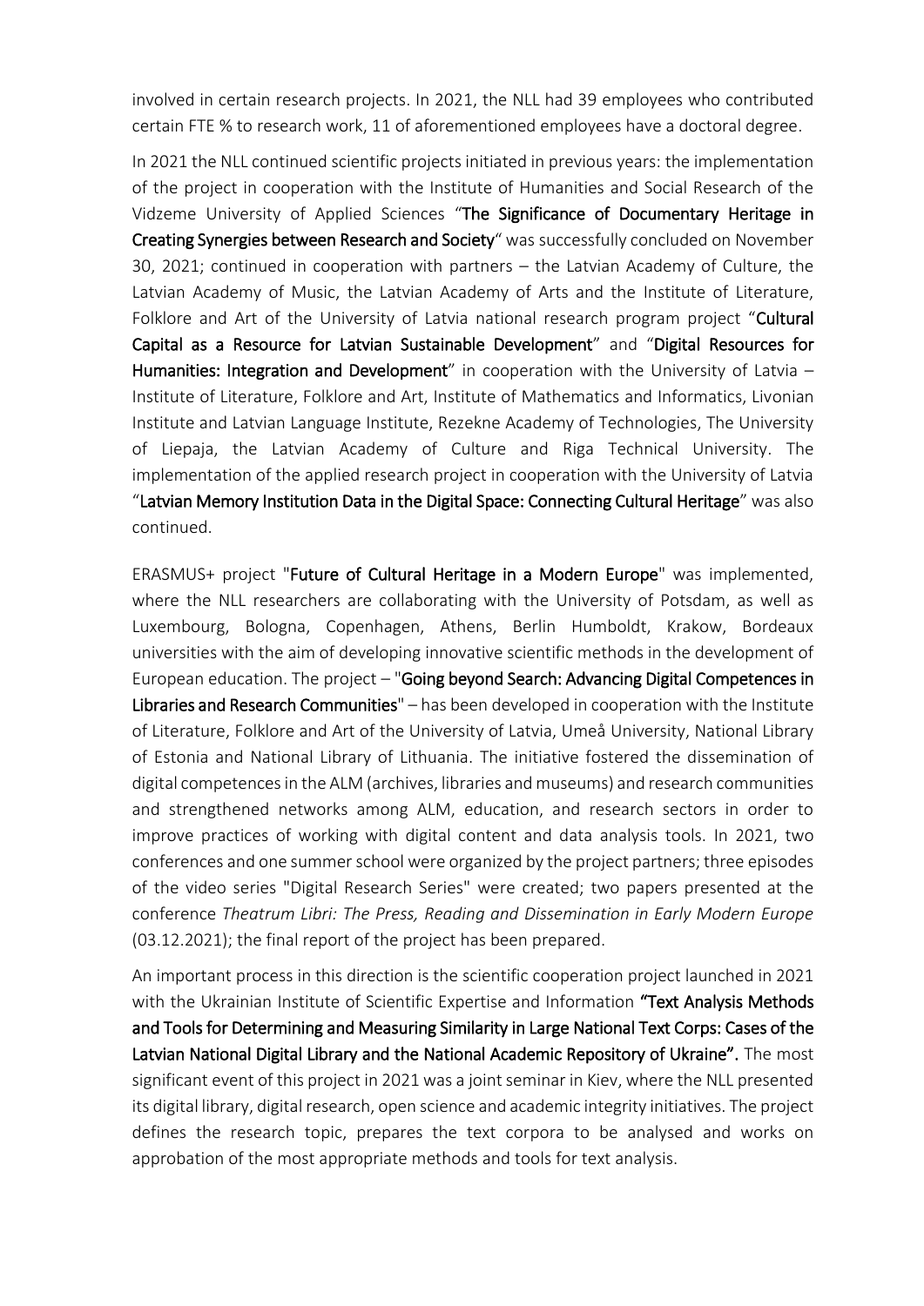involved in certain research projects. In 2021, the NLL had 39 employees who contributed certain FTE % to research work, 11 of aforementioned employees have a doctoral degree.

In 2021 the NLL continued scientific projects initiated in previous years: the implementation of the project in cooperation with the Institute of Humanities and Social Research of the Vidzeme University of Applied Sciences "**The Significance of Documentary Heritage in Creating Synergies between Research and Society**" was successfully concluded on November 30, 2021; continued in cooperation with partners – the Latvian Academy of Culture, the Latvian Academy of Music, the Latvian Academy of Arts and the Institute of Literature, Folklore and Art of the University of Latvia national research program project "**Cultural Capital as a Resource for Latvian Sustainable Development**" and "**Digital Resources for Humanities: Integration and Development**" in cooperation with the University of Latvia – Institute of Literature, Folklore and Art, Institute of Mathematics and Informatics, Livonian Institute and Latvian Language Institute, Rezekne Academy of Technologies, The University of Liepaja, the Latvian Academy of Culture and Riga Technical University. The implementation of the applied research project in cooperation with the University of Latvia "**Latvian Memory Institution Data in the Digital Space: Connecting Cultural Heritage**" was also continued.

ERASMUS+ project "**Future of Cultural Heritage in a Modern Europe**" was implemented, where the NLL researchers are collaborating with the University of Potsdam, as well as Luxembourg, Bologna, Copenhagen, Athens, Berlin Humboldt, Krakow, Bordeaux universities with the aim of developing innovative scientific methods in the development of European education. The project – "**Going beyond Search: Advancing Digital Competences in Libraries and Research Communities**" – has been developed in cooperation with the Institute of Literature, Folklore and Art of the University of Latvia, Umeå University, National Library of Estonia and National Library of Lithuania. The initiative fostered the dissemination of digital competences in the ALM (archives, libraries and museums) and research communities and strengthened networks among ALM, education, and research sectors in order to improve practices of working with digital content and data analysis tools. In 2021, two conferences and one summer school were organized by the project partners; three episodes of the video series "Digital Research Series" were created; two papers presented at the conference *Theatrum Libri: The Press, Reading and Dissemination in Early Modern Europe* (03.12.2021); the final report of the project has been prepared.

An important process in this direction is the scientific cooperation project launched in 2021 with the Ukrainian Institute of Scientific Expertise and Information **"Text Analysis Methods and Tools for Determining and Measuring Similarity in Large National Text Corps: Cases of the Latvian National Digital Library and the National Academic Repository of Ukraine".** The most significant event of this project in 2021 was a joint seminar in Kiev, where the NLL presented its digital library, digital research, open science and academic integrity initiatives. The project defines the research topic, prepares the text corpora to be analysed and works on approbation of the most appropriate methods and tools for text analysis.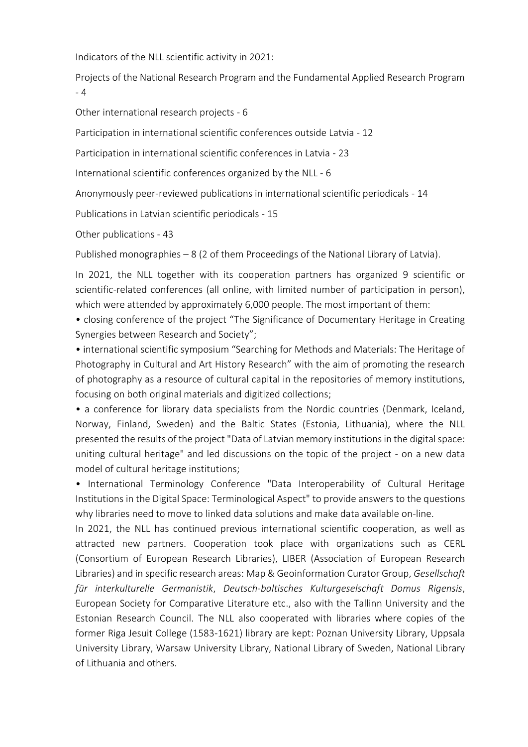Indicators of the NLL scientific activity in 2021:

Projects of the National Research Program and the Fundamental Applied Research Program - 4

Other international research projects - 6

Participation in international scientific conferences outside Latvia - 12

Participation in international scientific conferences in Latvia - 23

International scientific conferences organized by the NLL - 6

Anonymously peer-reviewed publications in international scientific periodicals - 14

Publications in Latvian scientific periodicals - 15

Other publications - 43

Published monographies – 8 (2 of them Proceedings of the National Library of Latvia).

In 2021, the NLL together with its cooperation partners has organized 9 scientific or scientific-related conferences (all online, with limited number of participation in person), which were attended by approximately 6,000 people. The most important of them:

- closing conference of the project "The Significance of Documentary Heritage in Creating Synergies between Research and Society";
- international scientific symposium "Searching for Methods and Materials: The Heritage of Photography in Cultural and Art History Research" with the aim of promoting the research of photography as a resource of cultural capital in the repositories of memory institutions, focusing on both original materials and digitized collections;
- a conference for library data specialists from the Nordic countries (Denmark, Iceland, Norway, Finland, Sweden) and the Baltic States (Estonia, Lithuania), where the NLL presented the results of the project "Data of Latvian memory institutions in the digital space: uniting cultural heritage" and led discussions on the topic of the project - on a new data model of cultural heritage institutions;
- International Terminology Conference "Data Interoperability of Cultural Heritage Institutions in the Digital Space: Terminological Aspect" to provide answers to the questions why libraries need to move to linked data solutions and make data available on-line.

In 2021, the NLL has continued previous international scientific cooperation, as well as attracted new partners. Cooperation took place with organizations such as CERL (Consortium of European Research Libraries), LIBER (Association of European Research Libraries) and in specific research areas: Map & Geoinformation Curator Group, *Gesellschaft für interkulturelle Germanistik*, *Deutsch-baltisches Kulturgeselschaft Domus Rigensis*, European Society for Comparative Literature etc., also with the Tallinn University and the Estonian Research Council. The NLL also cooperated with libraries where copies of the former Riga Jesuit College (1583-1621) library are kept: Poznan University Library, Uppsala University Library, Warsaw University Library, National Library of Sweden, National Library of Lithuania and others.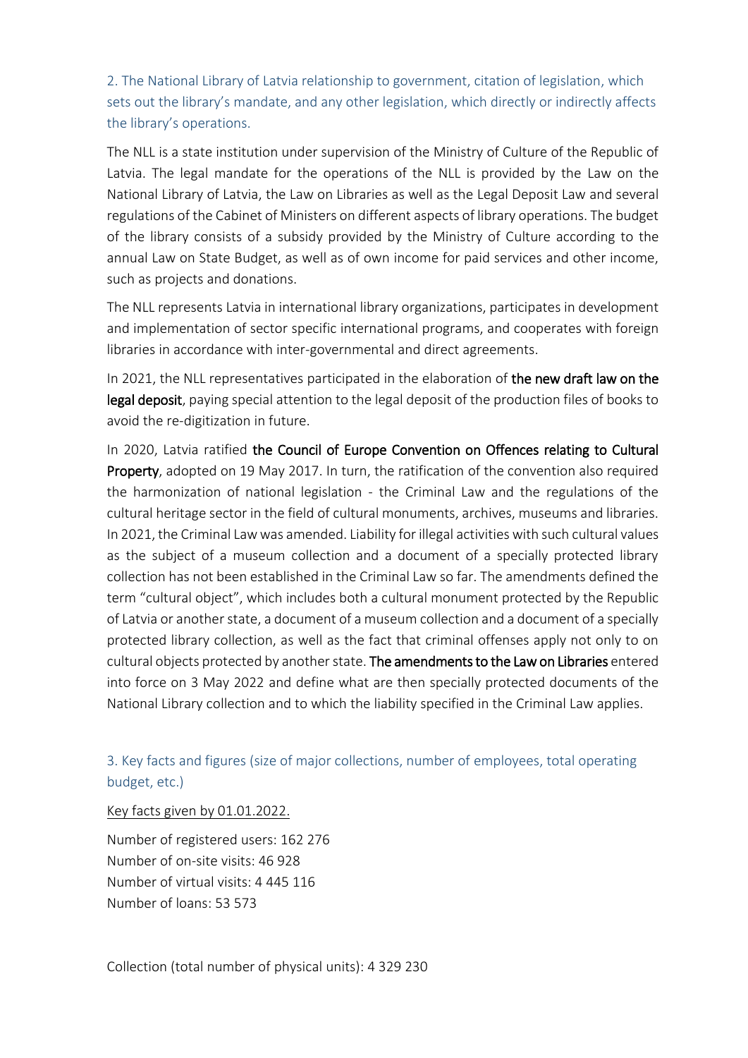## 2. The National Library of Latvia relationship to government, citation of legislation, which sets out the library's mandate, and any other legislation, which directly or indirectly affects the library's operations.

The NLL is a state institution under supervision of the Ministry of Culture of the Republic of Latvia. The legal mandate for the operations of the NLL is provided by the Law on the National Library of Latvia, the Law on Libraries as well as the Legal Deposit Law and several regulations of the Cabinet of Ministers on different aspects of library operations. The budget of the library consists of a subsidy provided by the Ministry of Culture according to the annual Law on State Budget, as well as of own income for paid services and other income, such as projects and donations.

The NLL represents Latvia in international library organizations, participates in development and implementation of sector specific international programs, and cooperates with foreign libraries in accordance with inter-governmental and direct agreements.

In 2021, the NLL representatives participated in the elaboration of **the new draft law on the legal deposit**, paying special attention to the legal deposit of the production files of books to avoid the re-digitization in future.

In 2020, Latvia ratified **the Council of Europe Convention on Offences relating to Cultural Property**, adopted on 19 May 2017. In turn, the ratification of the convention also required the harmonization of national legislation - the Criminal Law and the regulations of the cultural heritage sector in the field of cultural monuments, archives, museums and libraries. In 2021, the Criminal Law was amended. Liability for illegal activities with such cultural values as the subject of a museum collection and a document of a specially protected library collection has not been established in the Criminal Law so far. The amendments defined the term "cultural object", which includes both a cultural monument protected by the Republic of Latvia or another state, a document of a museum collection and a document of a specially protected library collection, as well as the fact that criminal offenses apply not only to on cultural objects protected by another state. **The amendments to the Law on Libraries** entered into force on 3 May 2022 and define what are then specially protected documents of the National Library collection and to which the liability specified in the Criminal Law applies.

## 3. Key facts and figures (size of major collections, number of employees, total operating budget, etc.)

Key facts given by 01.01.2022.

Number of registered users: 162 276
Number of on-site visits: 46 928
Number of virtual visits: 4 445 116
Number of loans: 53 573

Collection (total number of physical units): 4 329 230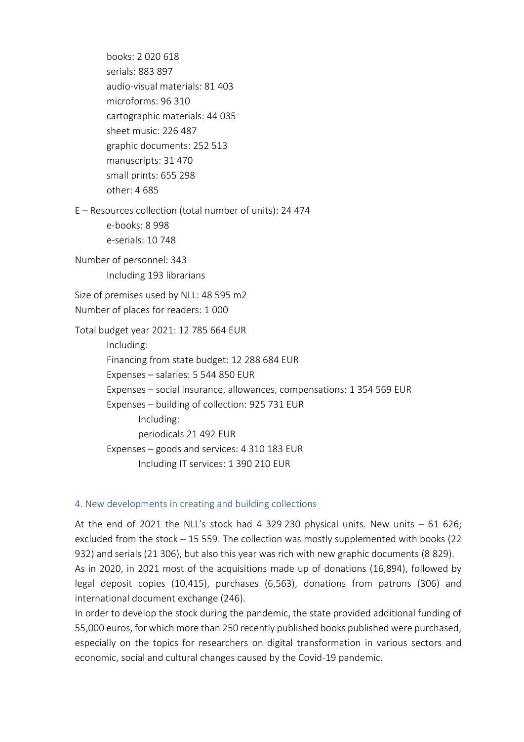- books: 2 020 618
- serials: 883 897
- audio-visual materials: 81 403
- microforms: 96 310
- cartographic materials: 44 035
- sheet music: 226 487
- graphic documents: 252 513
- manuscripts: 31 470
- small prints: 655 298
- other: 4 685

E – Resources collection (total number of units): 24 474

- e-books: 8 998
- e-serials: 10 748

Number of personnel: 343

- Including 193 librarians

Size of premises used by NLL: 48 595 m2

Number of places for readers: 1 000

Total budget year 2021: 12 785 664 EUR

- Including:
- Financing from state budget: 12 288 684 EUR
- Expenses – salaries: 5 544 850 EUR
- Expenses – social insurance, allowances, compensations: 1 354 569 EUR
- Expenses – building of collection: 925 731 EUR
  - Including:
  - periodicals 21 492 EUR
- Expenses – goods and services: 4 310 183 EUR
  - Including IT services: 1 390 210 EUR

## 4. New developments in creating and building collections

At the end of 2021 the NLL's stock had 4 329 230 physical units. New units – 61 626; excluded from the stock – 15 559. The collection was mostly supplemented with books (22 932) and serials (21 306), but also this year was rich with new graphic documents (8 829).

As in 2020, in 2021 most of the acquisitions made up of donations (16,894), followed by legal deposit copies (10,415), purchases (6,563), donations from patrons (306) and international document exchange (246).

In order to develop the stock during the pandemic, the state provided additional funding of 55,000 euros, for which more than 250 recently published books published were purchased, especially on the topics for researchers on digital transformation in various sectors and economic, social and cultural changes caused by the Covid-19 pandemic.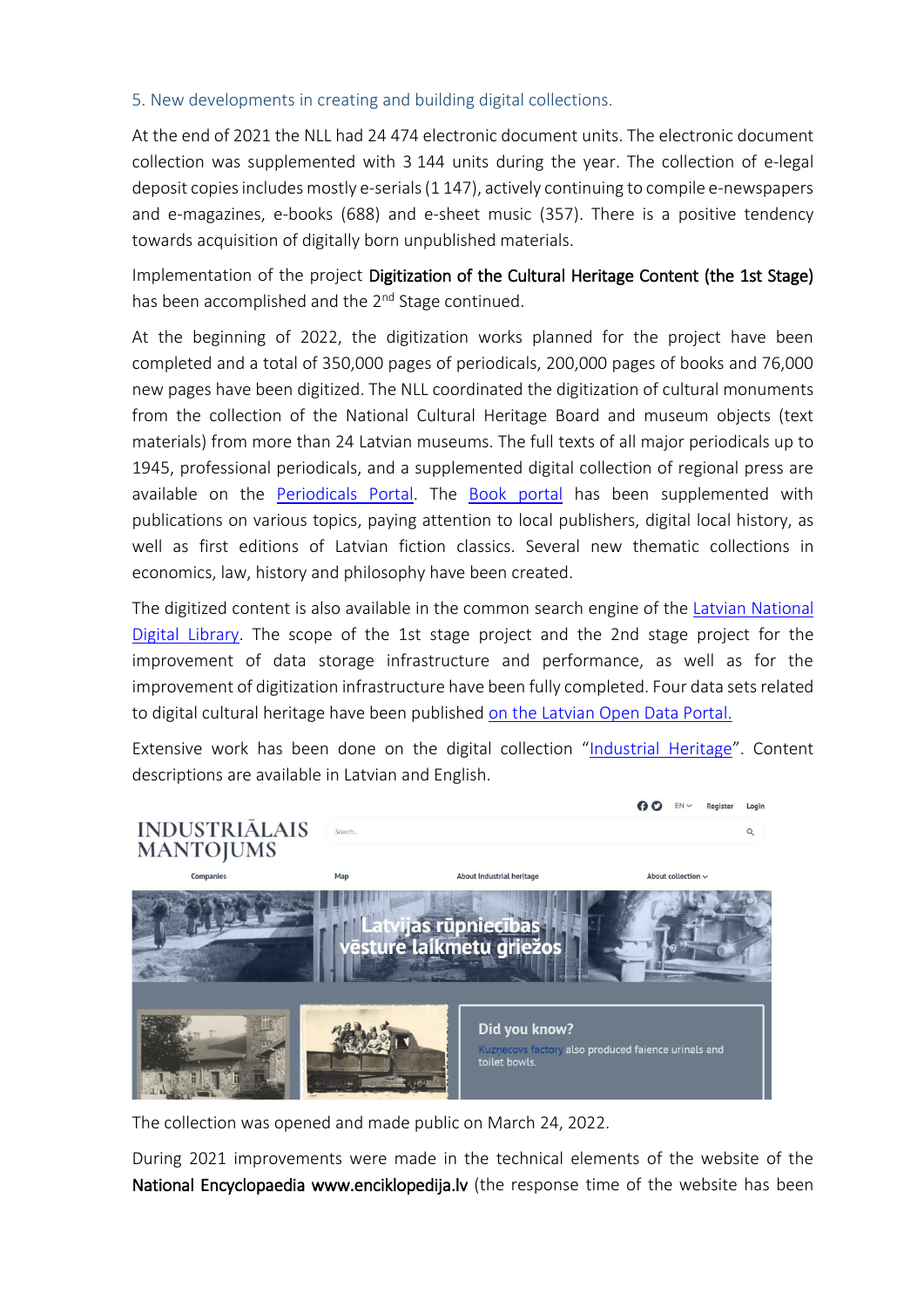## 5. New developments in creating and building digital collections.

At the end of 2021 the NLL had 24 474 electronic document units. The electronic document collection was supplemented with 3 144 units during the year. The collection of e-legal deposit copies includes mostly e-serials (1 147), actively continuing to compile e-newspapers and e-magazines, e-books (688) and e-sheet music (357). There is a positive tendency towards acquisition of digitally born unpublished materials.

Implementation of the project **Digitization of the Cultural Heritage Content (the 1st Stage)** has been accomplished and the 2nd Stage continued.

At the beginning of 2022, the digitization works planned for the project have been completed and a total of 350,000 pages of periodicals, 200,000 pages of books and 76,000 new pages have been digitized. The NLL coordinated the digitization of cultural monuments from the collection of the National Cultural Heritage Board and museum objects (text materials) from more than 24 Latvian museums. The full texts of all major periodicals up to 1945, professional periodicals, and a supplemented digital collection of regional press are available on the Periodicals Portal. The Book portal has been supplemented with publications on various topics, paying attention to local publishers, digital local history, as well as first editions of Latvian fiction classics. Several new thematic collections in economics, law, history and philosophy have been created.

The digitized content is also available in the common search engine of the Latvian National Digital Library. The scope of the 1st stage project and the 2nd stage project for the improvement of data storage infrastructure and performance, as well as for the improvement of digitization infrastructure have been fully completed. Four data sets related to digital cultural heritage have been published on the Latvian Open Data Portal.

Extensive work has been done on the digital collection "Industrial Heritage". Content descriptions are available in Latvian and English.

The collection was opened and made public on March 24, 2022.

During 2021 improvements were made in the technical elements of the website of the **National Encyclopaedia www.enciklopedija.lv** (the response time of the website has been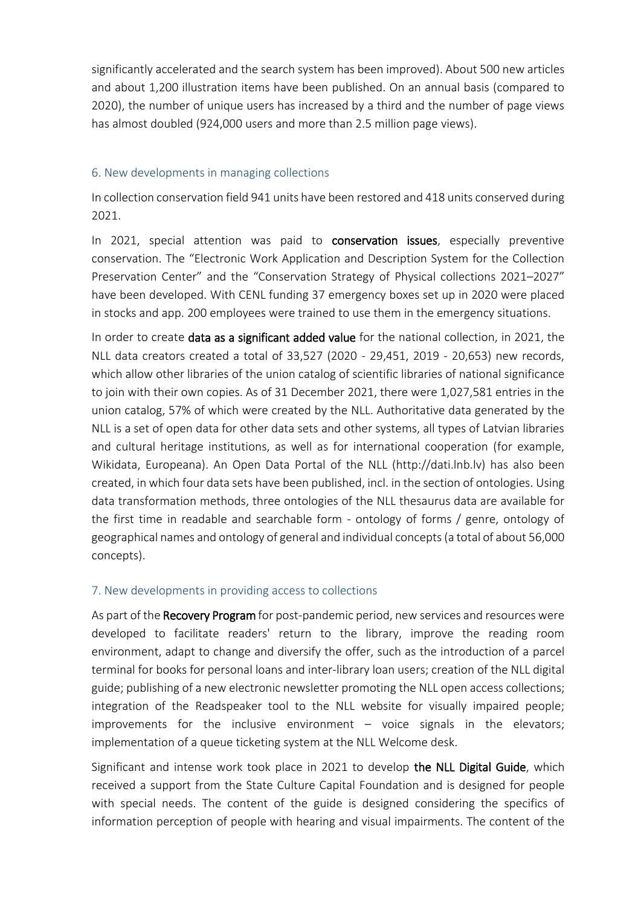significantly accelerated and the search system has been improved). About 500 new articles and about 1,200 illustration items have been published. On an annual basis (compared to 2020), the number of unique users has increased by a third and the number of page views has almost doubled (924,000 users and more than 2.5 million page views).

## 6. New developments in managing collections

In collection conservation field 941 units have been restored and 418 units conserved during 2021.

In 2021, special attention was paid to **conservation issues**, especially preventive conservation. The "Electronic Work Application and Description System for the Collection Preservation Center" and the "Conservation Strategy of Physical collections 2021–2027" have been developed. With CENL funding 37 emergency boxes set up in 2020 were placed in stocks and app. 200 employees were trained to use them in the emergency situations.

In order to create **data as a significant added value** for the national collection, in 2021, the NLL data creators created a total of 33,527 (2020 - 29,451, 2019 - 20,653) new records, which allow other libraries of the union catalog of scientific libraries of national significance to join with their own copies. As of 31 December 2021, there were 1,027,581 entries in the union catalog, 57% of which were created by the NLL. Authoritative data generated by the NLL is a set of open data for other data sets and other systems, all types of Latvian libraries and cultural heritage institutions, as well as for international cooperation (for example, Wikidata, Europeana). An Open Data Portal of the NLL (http://dati.lnb.lv) has also been created, in which four data sets have been published, incl. in the section of ontologies. Using data transformation methods, three ontologies of the NLL thesaurus data are available for the first time in readable and searchable form - ontology of forms / genre, ontology of geographical names and ontology of general and individual concepts (a total of about 56,000 concepts).

## 7. New developments in providing access to collections

As part of the **Recovery Program** for post-pandemic period, new services and resources were developed to facilitate readers' return to the library, improve the reading room environment, adapt to change and diversify the offer, such as the introduction of a parcel terminal for books for personal loans and inter-library loan users; creation of the NLL digital guide; publishing of a new electronic newsletter promoting the NLL open access collections; integration of the Readspeaker tool to the NLL website for visually impaired people; improvements for the inclusive environment – voice signals in the elevators; implementation of a queue ticketing system at the NLL Welcome desk.

Significant and intense work took place in 2021 to develop **the NLL Digital Guide**, which received a support from the State Culture Capital Foundation and is designed for people with special needs. The content of the guide is designed considering the specifics of information perception of people with hearing and visual impairments. The content of the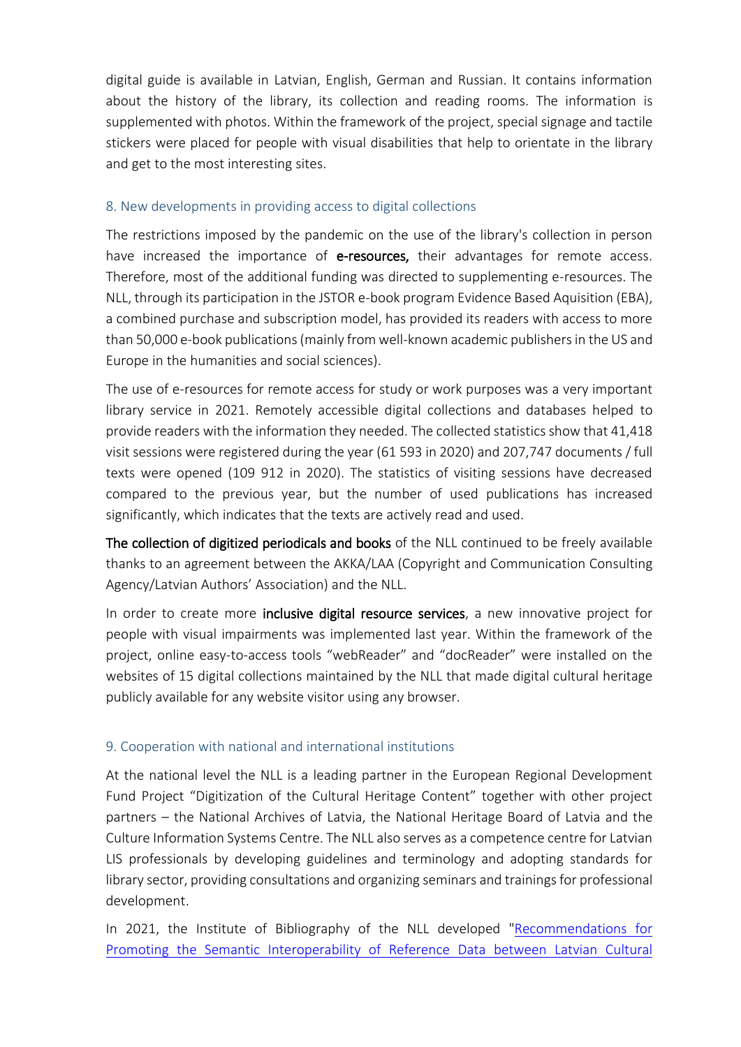digital guide is available in Latvian, English, German and Russian. It contains information about the history of the library, its collection and reading rooms. The information is supplemented with photos. Within the framework of the project, special signage and tactile stickers were placed for people with visual disabilities that help to orientate in the library and get to the most interesting sites.

## 8. New developments in providing access to digital collections

The restrictions imposed by the pandemic on the use of the library's collection in person have increased the importance of **e-resources,** their advantages for remote access. Therefore, most of the additional funding was directed to supplementing e-resources. The NLL, through its participation in the JSTOR e-book program Evidence Based Aquisition (EBA), a combined purchase and subscription model, has provided its readers with access to more than 50,000 e-book publications (mainly from well-known academic publishers in the US and Europe in the humanities and social sciences).

The use of e-resources for remote access for study or work purposes was a very important library service in 2021. Remotely accessible digital collections and databases helped to provide readers with the information they needed. The collected statistics show that 41,418 visit sessions were registered during the year (61 593 in 2020) and 207,747 documents / full texts were opened (109 912 in 2020). The statistics of visiting sessions have decreased compared to the previous year, but the number of used publications has increased significantly, which indicates that the texts are actively read and used.

**The collection of digitized periodicals and books** of the NLL continued to be freely available thanks to an agreement between the AKKA/LAA (Copyright and Communication Consulting Agency/Latvian Authors' Association) and the NLL.

In order to create more **inclusive digital resource services**, a new innovative project for people with visual impairments was implemented last year. Within the framework of the project, online easy-to-access tools "webReader" and "docReader" were installed on the websites of 15 digital collections maintained by the NLL that made digital cultural heritage publicly available for any website visitor using any browser.

## 9. Cooperation with national and international institutions

At the national level the NLL is a leading partner in the European Regional Development Fund Project "Digitization of the Cultural Heritage Content" together with other project partners – the National Archives of Latvia, the National Heritage Board of Latvia and the Culture Information Systems Centre. The NLL also serves as a competence centre for Latvian LIS professionals by developing guidelines and terminology and adopting standards for library sector, providing consultations and organizing seminars and trainings for professional development.

In 2021, the Institute of Bibliography of the NLL developed "Recommendations for Promoting the Semantic Interoperability of Reference Data between Latvian Cultural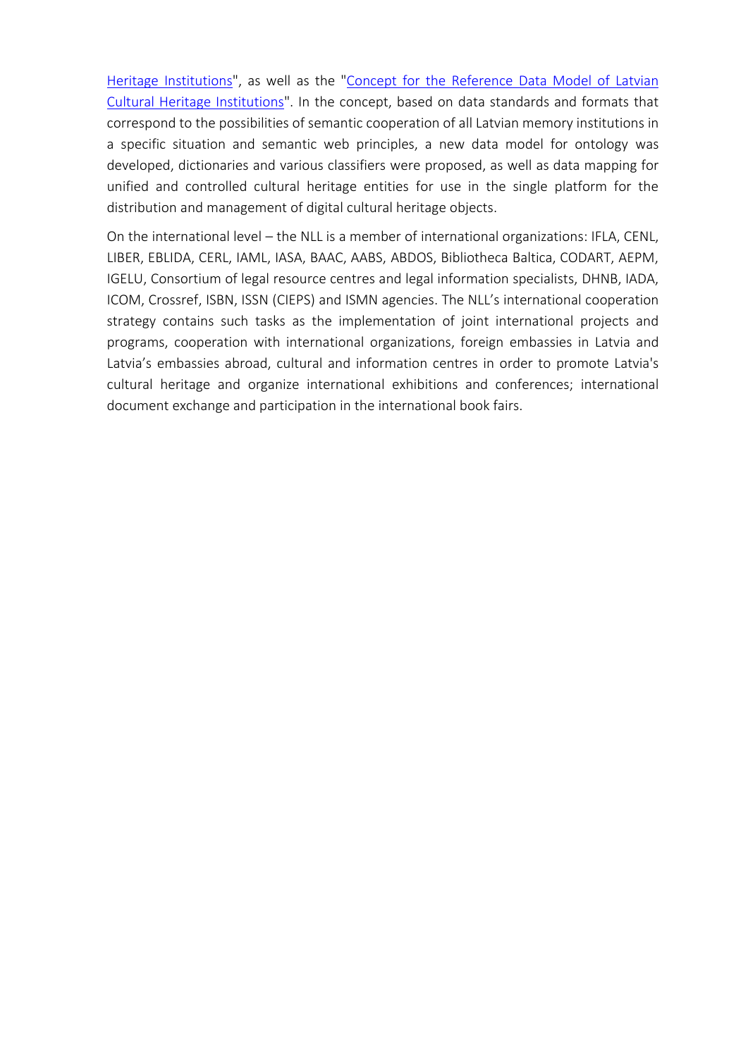Heritage Institutions", as well as the "Concept for the Reference Data Model of Latvian Cultural Heritage Institutions". In the concept, based on data standards and formats that correspond to the possibilities of semantic cooperation of all Latvian memory institutions in a specific situation and semantic web principles, a new data model for ontology was developed, dictionaries and various classifiers were proposed, as well as data mapping for unified and controlled cultural heritage entities for use in the single platform for the distribution and management of digital cultural heritage objects.

On the international level – the NLL is a member of international organizations: IFLA, CENL, LIBER, EBLIDA, CERL, IAML, IASA, BAAC, AABS, ABDOS, Bibliotheca Baltica, CODART, AEPM, IGELU, Consortium of legal resource centres and legal information specialists, DHNB, IADA, ICOM, Crossref, ISBN, ISSN (CIEPS) and ISMN agencies. The NLL's international cooperation strategy contains such tasks as the implementation of joint international projects and programs, cooperation with international organizations, foreign embassies in Latvia and Latvia's embassies abroad, cultural and information centres in order to promote Latvia's cultural heritage and organize international exhibitions and conferences; international document exchange and participation in the international book fairs.